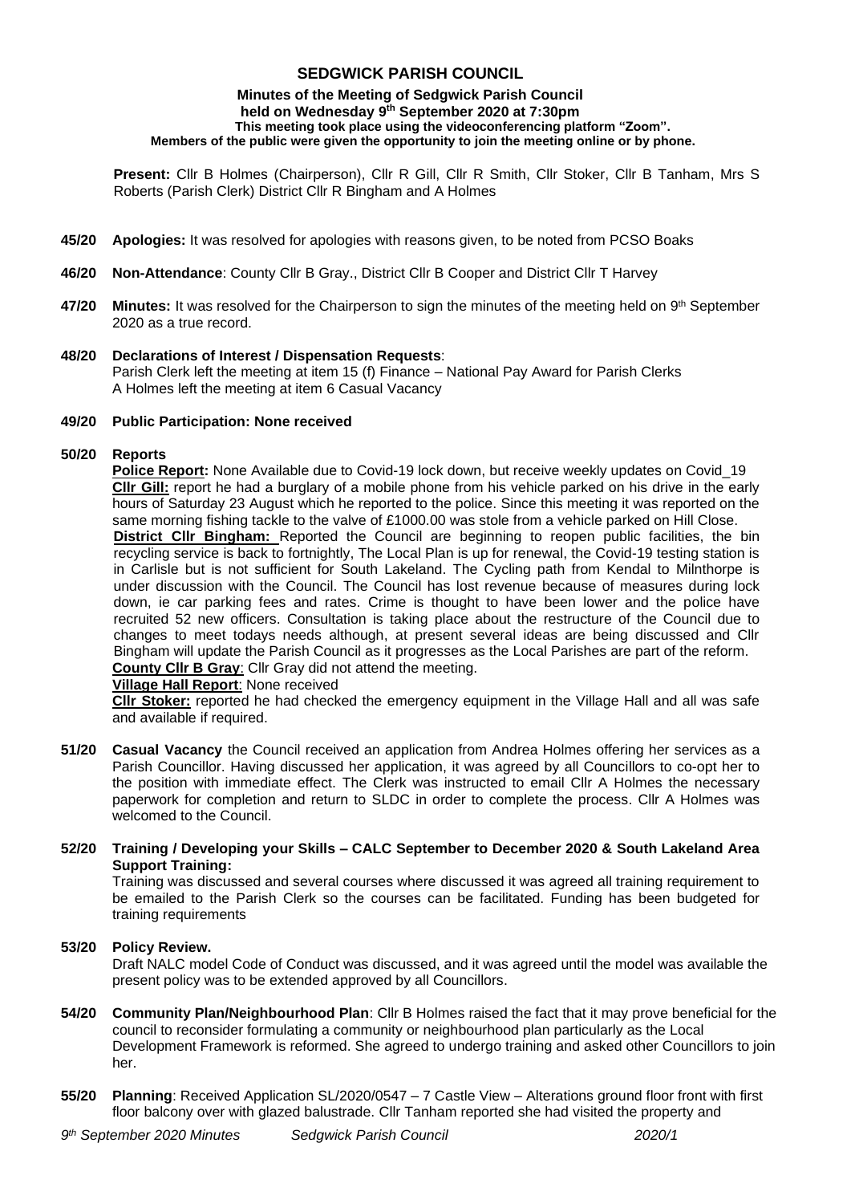# SEDGWICK PARISH COUNCIL

**Minutes of the Meeting of Sedgwick Parish Council held on Wednesday 9th September 2020 at 7:30pm**
**This meeting took place using the videoconferencing platform "Zoom".**
**Members of the public were given the opportunity to join the meeting online or by phone.**

**Present:** Cllr B Holmes (Chairperson), Cllr R Gill, Cllr R Smith, Cllr Stoker, Cllr B Tanham, Mrs S Roberts (Parish Clerk) District Cllr R Bingham and A Holmes

**45/20 Apologies:** It was resolved for apologies with reasons given, to be noted from PCSO Boaks

**46/20 Non-Attendance**: County Cllr B Gray., District Cllr B Cooper and District Cllr T Harvey

**47/20 Minutes:** It was resolved for the Chairperson to sign the minutes of the meeting held on 9th September 2020 as a true record.

**48/20 Declarations of Interest / Dispensation Requests**:
Parish Clerk left the meeting at item 15 (f) Finance – National Pay Award for Parish Clerks
A Holmes left the meeting at item 6 Casual Vacancy

**49/20 Public Participation: None received**

**50/20 Reports**

**Police Report:** None Available due to Covid-19 lock down, but receive weekly updates on Covid_19

**Cllr Gill:** report he had a burglary of a mobile phone from his vehicle parked on his drive in the early hours of Saturday 23 August which he reported to the police. Since this meeting it was reported on the same morning fishing tackle to the valve of £1000.00 was stole from a vehicle parked on Hill Close.

**District Cllr Bingham:** Reported the Council are beginning to reopen public facilities, the bin recycling service is back to fortnightly, The Local Plan is up for renewal, the Covid-19 testing station is in Carlisle but is not sufficient for South Lakeland. The Cycling path from Kendal to Milnthorpe is under discussion with the Council. The Council has lost revenue because of measures during lock down, ie car parking fees and rates. Crime is thought to have been lower and the police have recruited 52 new officers. Consultation is taking place about the restructure of the Council due to changes to meet todays needs although, at present several ideas are being discussed and Cllr Bingham will update the Parish Council as it progresses as the Local Parishes are part of the reform.

**County Cllr B Gray**: Cllr Gray did not attend the meeting.

**Village Hall Report**: None received

**Cllr Stoker:** reported he had checked the emergency equipment in the Village Hall and all was safe and available if required.

**51/20 Casual Vacancy** the Council received an application from Andrea Holmes offering her services as a Parish Councillor. Having discussed her application, it was agreed by all Councillors to co-opt her to the position with immediate effect. The Clerk was instructed to email Cllr A Holmes the necessary paperwork for completion and return to SLDC in order to complete the process. Cllr A Holmes was welcomed to the Council.

**52/20 Training / Developing your Skills – CALC September to December 2020 & South Lakeland Area Support Training:**
Training was discussed and several courses where discussed it was agreed all training requirement to be emailed to the Parish Clerk so the courses can be facilitated. Funding has been budgeted for training requirements

**53/20 Policy Review.**
Draft NALC model Code of Conduct was discussed, and it was agreed until the model was available the present policy was to be extended approved by all Councillors.

**54/20 Community Plan/Neighbourhood Plan**: Cllr B Holmes raised the fact that it may prove beneficial for the council to reconsider formulating a community or neighbourhood plan particularly as the Local Development Framework is reformed. She agreed to undergo training and asked other Councillors to join her.

**55/20 Planning**: Received Application SL/2020/0547 – 7 Castle View – Alterations ground floor front with first floor balcony over with glazed balustrade. Cllr Tanham reported she had visited the property and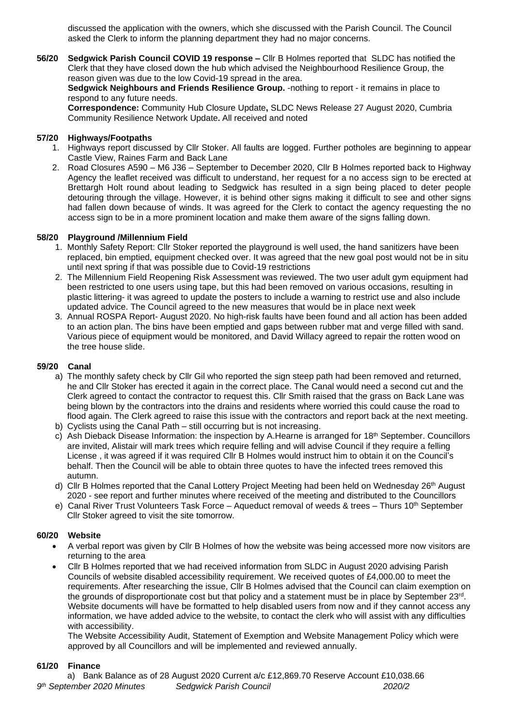discussed the application with the owners, which she discussed with the Parish Council. The Council asked the Clerk to inform the planning department they had no major concerns.

**56/20 Sedgwick Parish Council COVID 19 response –** Cllr B Holmes reported that SLDC has notified the Clerk that they have closed down the hub which advised the Neighbourhood Resilience Group, the reason given was due to the low Covid-19 spread in the area.

**Sedgwick Neighbours and Friends Resilience Group.** -nothing to report - it remains in place to respond to any future needs.

**Correspondence:** Community Hub Closure Update**,** SLDC News Release 27 August 2020, Cumbria Community Resilience Network Update**.** All received and noted

**57/20 Highways/Footpaths**

1. Highways report discussed by Cllr Stoker. All faults are logged. Further potholes are beginning to appear Castle View, Raines Farm and Back Lane
2. Road Closures A590 – M6 J36 – September to December 2020, Cllr B Holmes reported back to Highway Agency the leaflet received was difficult to understand, her request for a no access sign to be erected at Brettargh Holt round about leading to Sedgwick has resulted in a sign being placed to deter people detouring through the village. However, it is behind other signs making it difficult to see and other signs had fallen down because of winds. It was agreed for the Clerk to contact the agency requesting the no access sign to be in a more prominent location and make them aware of the signs falling down.

**58/20 Playground /Millennium Field**

1. Monthly Safety Report: Cllr Stoker reported the playground is well used, the hand sanitizers have been replaced, bin emptied, equipment checked over. It was agreed that the new goal post would not be in situ until next spring if that was possible due to Covid-19 restrictions
2. The Millennium Field Reopening Risk Assessment was reviewed. The two user adult gym equipment had been restricted to one users using tape, but this had been removed on various occasions, resulting in plastic littering- it was agreed to update the posters to include a warning to restrict use and also include updated advice. The Council agreed to the new measures that would be in place next week
3. Annual ROSPA Report- August 2020. No high-risk faults have been found and all action has been added to an action plan. The bins have been emptied and gaps between rubber mat and verge filled with sand. Various piece of equipment would be monitored, and David Willacy agreed to repair the rotten wood on the tree house slide.

**59/20 Canal**

a) The monthly safety check by Cllr Gil who reported the sign steep path had been removed and returned, he and Cllr Stoker has erected it again in the correct place. The Canal would need a second cut and the Clerk agreed to contact the contractor to request this. Cllr Smith raised that the grass on Back Lane was being blown by the contractors into the drains and residents where worried this could cause the road to flood again. The Clerk agreed to raise this issue with the contractors and report back at the next meeting.
b) Cyclists using the Canal Path – still occurring but is not increasing.
c) Ash Dieback Disease Information: the inspection by A.Hearne is arranged for 18th September. Councillors are invited, Alistair will mark trees which require felling and will advise Council if they require a felling License , it was agreed if it was required Cllr B Holmes would instruct him to obtain it on the Council's behalf. Then the Council will be able to obtain three quotes to have the infected trees removed this autumn.
d) Cllr B Holmes reported that the Canal Lottery Project Meeting had been held on Wednesday 26th August 2020 - see report and further minutes where received of the meeting and distributed to the Councillors
e) Canal River Trust Volunteers Task Force – Aqueduct removal of weeds & trees – Thurs 10th September Cllr Stoker agreed to visit the site tomorrow.

**60/20 Website**

- A verbal report was given by Cllr B Holmes of how the website was being accessed more now visitors are returning to the area
- Cllr B Holmes reported that we had received information from SLDC in August 2020 advising Parish Councils of website disabled accessibility requirement. We received quotes of £4,000.00 to meet the requirements. After researching the issue, Cllr B Holmes advised that the Council can claim exemption on the grounds of disproportionate cost but that policy and a statement must be in place by September 23rd. Website documents will have be formatted to help disabled users from now and if they cannot access any information, we have added advice to the website, to contact the clerk who will assist with any difficulties with accessibility.

  The Website Accessibility Audit, Statement of Exemption and Website Management Policy which were approved by all Councillors and will be implemented and reviewed annually.

**61/20 Finance**

a) Bank Balance as of 28 August 2020 Current a/c £12,869.70 Reserve Account £10,038.66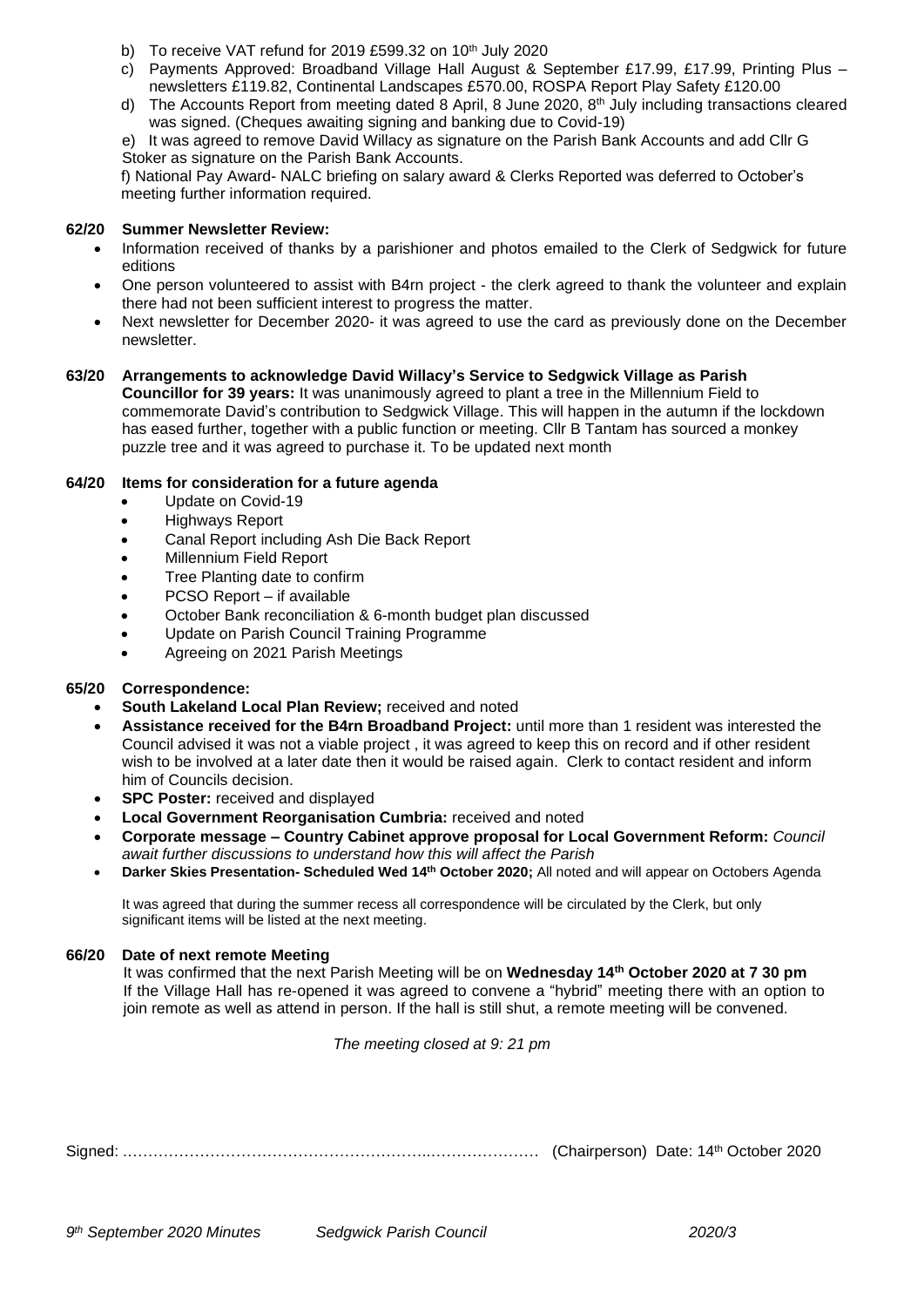b) To receive VAT refund for 2019 £599.32 on 10th July 2020

c) Payments Approved: Broadband Village Hall August & September £17.99, £17.99, Printing Plus – newsletters £119.82, Continental Landscapes £570.00, ROSPA Report Play Safety £120.00

d) The Accounts Report from meeting dated 8 April, 8 June 2020, 8th July including transactions cleared was signed. (Cheques awaiting signing and banking due to Covid-19)

e) It was agreed to remove David Willacy as signature on the Parish Bank Accounts and add Cllr G Stoker as signature on the Parish Bank Accounts.

f) National Pay Award- NALC briefing on salary award & Clerks Reported was deferred to October's meeting further information required.

**62/20 Summer Newsletter Review:**

- Information received of thanks by a parishioner and photos emailed to the Clerk of Sedgwick for future editions
- One person volunteered to assist with B4rn project - the clerk agreed to thank the volunteer and explain there had not been sufficient interest to progress the matter.
- Next newsletter for December 2020- it was agreed to use the card as previously done on the December newsletter.

**63/20 Arrangements to acknowledge David Willacy's Service to Sedgwick Village as Parish Councillor for 39 years:** It was unanimously agreed to plant a tree in the Millennium Field to commemorate David's contribution to Sedgwick Village. This will happen in the autumn if the lockdown has eased further, together with a public function or meeting. Cllr B Tantam has sourced a monkey puzzle tree and it was agreed to purchase it. To be updated next month

**64/20 Items for consideration for a future agenda**

- Update on Covid-19
- Highways Report
- Canal Report including Ash Die Back Report
- Millennium Field Report
- Tree Planting date to confirm
- PCSO Report – if available
- October Bank reconciliation & 6-month budget plan discussed
- Update on Parish Council Training Programme
- Agreeing on 2021 Parish Meetings

**65/20 Correspondence:**

- **South Lakeland Local Plan Review;** received and noted
- **Assistance received for the B4rn Broadband Project:** until more than 1 resident was interested the Council advised it was not a viable project , it was agreed to keep this on record and if other resident wish to be involved at a later date then it would be raised again. Clerk to contact resident and inform him of Councils decision.
- **SPC Poster:** received and displayed
- **Local Government Reorganisation Cumbria:** received and noted
- **Corporate message – Country Cabinet approve proposal for Local Government Reform:** *Council await further discussions to understand how this will affect the Parish*
- **Darker Skies Presentation- Scheduled Wed 14th October 2020;** All noted and will appear on Octobers Agenda

It was agreed that during the summer recess all correspondence will be circulated by the Clerk, but only significant items will be listed at the next meeting.

**66/20 Date of next remote Meeting**

It was confirmed that the next Parish Meeting will be on **Wednesday 14th October 2020 at 7 30 pm** If the Village Hall has re-opened it was agreed to convene a "hybrid" meeting there with an option to join remote as well as attend in person. If the hall is still shut, a remote meeting will be convened.

*The meeting closed at 9: 21 pm*

Signed: ……………………………………………………..………………… (Chairperson) Date: 14th October 2020